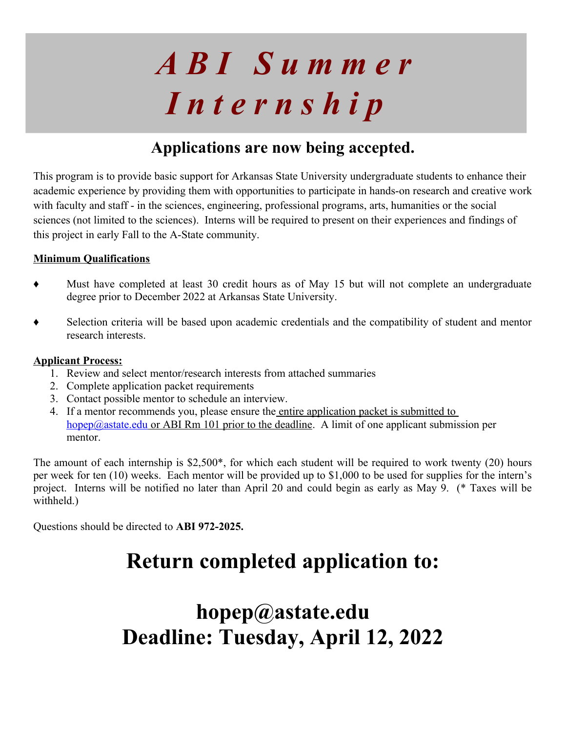# *ABI Summer Internship*

## Applications are now being accepted.

This program is to provide basic support for Arkansas State University undergraduate students to enhance their academic experience by providing them with opportunities to participate in hands-on research and creative work with faculty and staff - in the sciences, engineering, professional programs, arts, humanities or the social sciences (not limited to the sciences). Interns will be required to present on their experiences and findings of this project in early Fall to the A-State community.

**Minimum Qualifications**

- Must have completed at least 30 credit hours as of May 15 but will not complete an undergraduate degree prior to December 2022 at Arkansas State University.
- Selection criteria will be based upon academic credentials and the compatibility of student and mentor research interests.

**Applicant Process:**

1. Review and select mentor/research interests from attached summaries
2. Complete application packet requirements
3. Contact possible mentor to schedule an interview.
4. If a mentor recommends you, please ensure the entire application packet is submitted to hopep@astate.edu or ABI Rm 101 prior to the deadline. A limit of one applicant submission per mentor.

The amount of each internship is $2,500*, for which each student will be required to work twenty (20) hours per week for ten (10) weeks. Each mentor will be provided up to $1,000 to be used for supplies for the intern's project. Interns will be notified no later than April 20 and could begin as early as May 9. (* Taxes will be withheld.)

Questions should be directed to **ABI 972-2025.**

# Return completed application to:

# hopep@astate.edu
# Deadline: Tuesday, April 12, 2022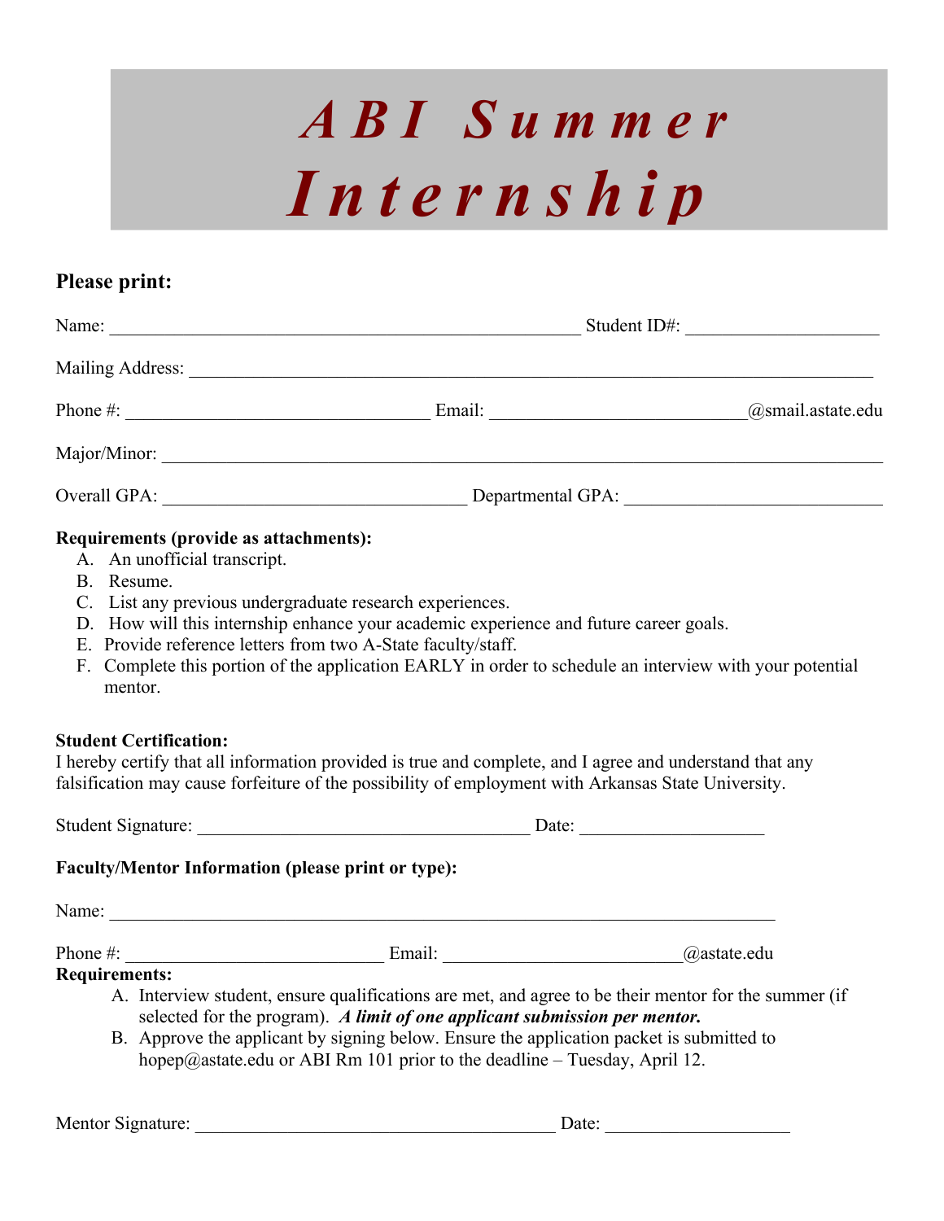# ABI Summer Internship

**Please print:**

Name: ____________________________________________________ Student ID#: _____________________

Mailing Address: ____________________________________________________________________________

Phone #: __________________________________ Email: ___________________________@smail.astate.edu

Major/Minor: ________________________________________________________________________________

Overall GPA: __________________________________ Departmental GPA: ____________________________

**Requirements (provide as attachments):**

A. An unofficial transcript.
B. Resume.
C. List any previous undergraduate research experiences.
D. How will this internship enhance your academic experience and future career goals.
E. Provide reference letters from two A-State faculty/staff.
F. Complete this portion of the application EARLY in order to schedule an interview with your potential mentor.

**Student Certification:**
I hereby certify that all information provided is true and complete, and I agree and understand that any falsification may cause forfeiture of the possibility of employment with Arkansas State University.

Student Signature: _____________________________________ Date: ____________________

**Faculty/Mentor Information (please print or type):**

Name: ___________________________________________________________________________

Phone #: ____________________________ Email: _________________________@astate.edu

**Requirements:**

A. Interview student, ensure qualifications are met, and agree to be their mentor for the summer (if selected for the program). ***A limit of one applicant submission per mentor.***
B. Approve the applicant by signing below. Ensure the application packet is submitted to hopep@astate.edu or ABI Rm 101 prior to the deadline – Tuesday, April 12.

Mentor Signature: ________________________________________ Date: ____________________